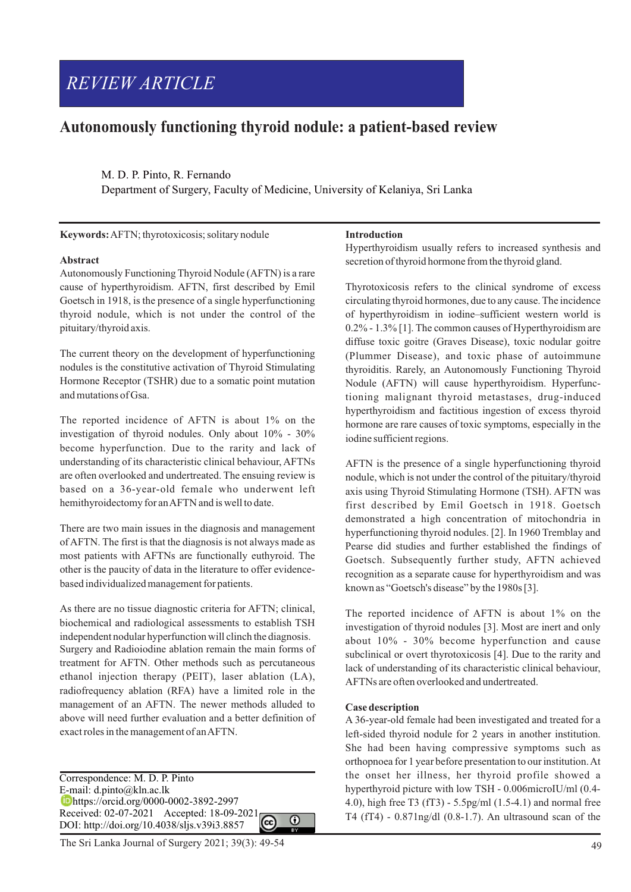REVIEW ARTICLE

# Autonomously functioning thyroid nodule: a patient-based review

M. D. P. Pinto, R. Fernando

Department of Surgery, Faculty of Medicine, University of Kelaniya, Sri Lanka

**Keywords:** AFTN; thyrotoxicosis; solitary nodule

## Abstract

Autonomously Functioning Thyroid Nodule (AFTN) is a rare cause of hyperthyroidism. AFTN, first described by Emil Goetsch in 1918, is the presence of a single hyperfunctioning thyroid nodule, which is not under the control of the pituitary/thyroid axis.

The current theory on the development of hyperfunctioning nodules is the constitutive activation of Thyroid Stimulating Hormone Receptor (TSHR) due to a somatic point mutation and mutations of Gsa.

The reported incidence of AFTN is about 1% on the investigation of thyroid nodules. Only about 10% - 30% become hyperfunction. Due to the rarity and lack of understanding of its characteristic clinical behaviour, AFTNs are often overlooked and undertreated. The ensuing review is based on a 36-year-old female who underwent left hemithyroidectomy for an AFTN and is well to date.

There are two main issues in the diagnosis and management of AFTN. The first is that the diagnosis is not always made as most patients with AFTNs are functionally euthyroid. The other is the paucity of data in the literature to offer evidence-based individualized management for patients.

As there are no tissue diagnostic criteria for AFTN; clinical, biochemical and radiological assessments to establish TSH independent nodular hyperfunction will clinch the diagnosis. Surgery and Radioiodine ablation remain the main forms of treatment for AFTN. Other methods such as percutaneous ethanol injection therapy (PEIT), laser ablation (LA), radiofrequency ablation (RFA) have a limited role in the management of an AFTN. The newer methods alluded to above will need further evaluation and a better definition of exact roles in the management of an AFTN.

Correspondence: M. D. P. Pinto
E-mail: d.pinto@kln.ac.lk
https://orcid.org/0000-0002-3892-2997
Received: 02-07-2021 Accepted: 18-09-2021
DOI: http://doi.org/10.4038/sljs.v39i3.8857

## Introduction

Hyperthyroidism usually refers to increased synthesis and secretion of thyroid hormone from the thyroid gland.

Thyrotoxicosis refers to the clinical syndrome of excess circulating thyroid hormones, due to any cause. The incidence of hyperthyroidism in iodine–sufficient western world is 0.2% - 1.3% [1]. The common causes of Hyperthyroidism are diffuse toxic goitre (Graves Disease), toxic nodular goitre (Plummer Disease), and toxic phase of autoimmune thyroiditis. Rarely, an Autonomously Functioning Thyroid Nodule (AFTN) will cause hyperthyroidism. Hyperfunctioning malignant thyroid metastases, drug-induced hyperthyroidism and factitious ingestion of excess thyroid hormone are rare causes of toxic symptoms, especially in the iodine sufficient regions.

AFTN is the presence of a single hyperfunctioning thyroid nodule, which is not under the control of the pituitary/thyroid axis using Thyroid Stimulating Hormone (TSH). AFTN was first described by Emil Goetsch in 1918. Goetsch demonstrated a high concentration of mitochondria in hyperfunctioning thyroid nodules. [2]. In 1960 Tremblay and Pearse did studies and further established the findings of Goetsch. Subsequently further study, AFTN achieved recognition as a separate cause for hyperthyroidism and was known as "Goetsch's disease" by the 1980s [3].

The reported incidence of AFTN is about 1% on the investigation of thyroid nodules [3]. Most are inert and only about 10% - 30% become hyperfunction and cause subclinical or overt thyrotoxicosis [4]. Due to the rarity and lack of understanding of its characteristic clinical behaviour, AFTNs are often overlooked and undertreated.

## Case description

A 36-year-old female had been investigated and treated for a left-sided thyroid nodule for 2 years in another institution. She had been having compressive symptoms such as orthopnoea for 1 year before presentation to our institution. At the onset her illness, her thyroid profile showed a hyperthyroid picture with low TSH - 0.006microIU/ml (0.4-4.0), high free T3 (fT3) - 5.5pg/ml (1.5-4.1) and normal free T4 (fT4) - 0.871ng/dl (0.8-1.7). An ultrasound scan of the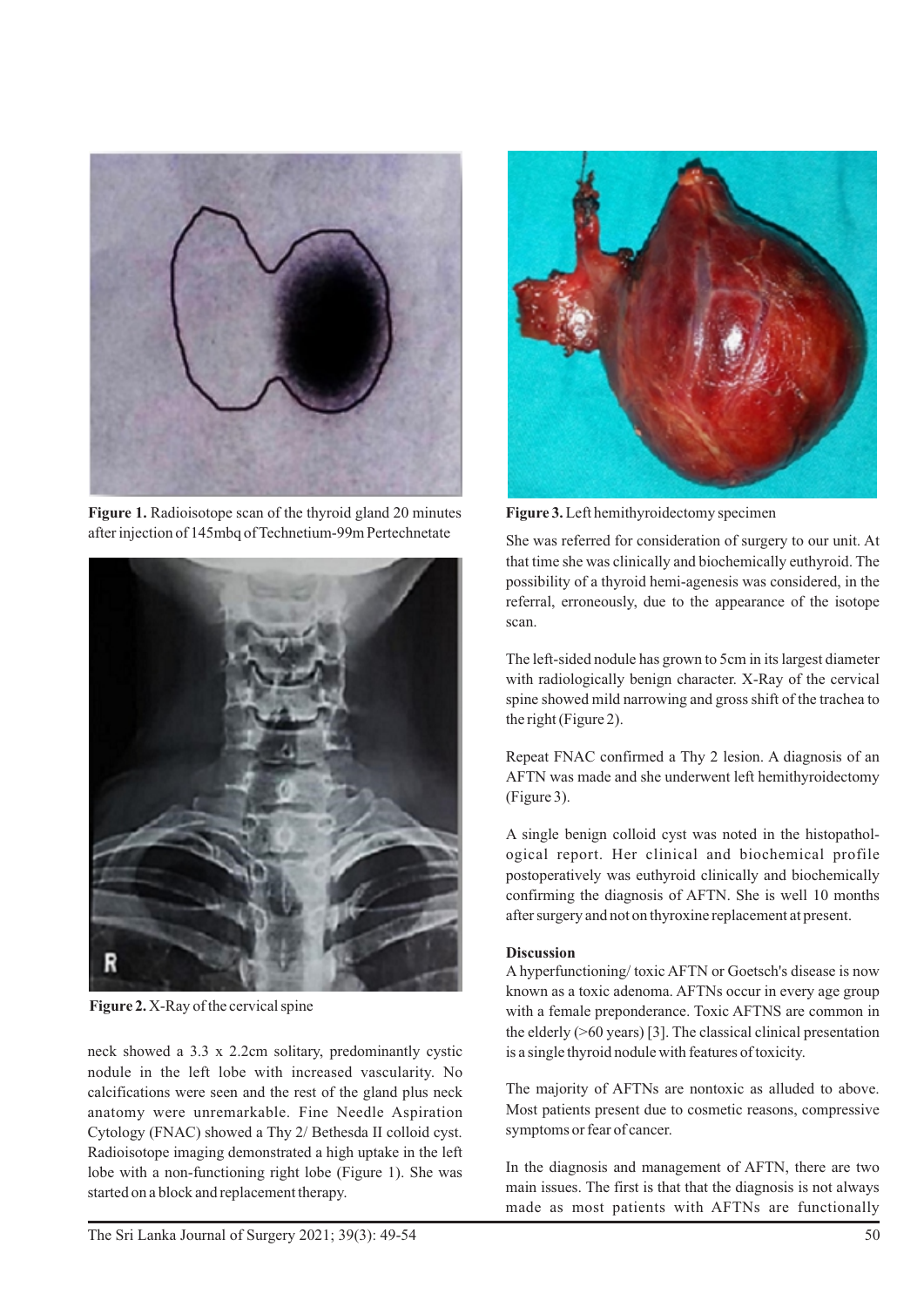Figure 1. Radioisotope scan of the thyroid gland 20 minutes after injection of 145mbq of Technetium-99m Pertechnetate

Figure 2. X-Ray of the cervical spine

neck showed a 3.3 x 2.2cm solitary, predominantly cystic nodule in the left lobe with increased vascularity. No calcifications were seen and the rest of the gland plus neck anatomy were unremarkable. Fine Needle Aspiration Cytology (FNAC) showed a Thy 2/ Bethesda II colloid cyst. Radioisotope imaging demonstrated a high uptake in the left lobe with a non-functioning right lobe (Figure 1). She was started on a block and replacement therapy.

Figure 3. Left hemithyroidectomy specimen

She was referred for consideration of surgery to our unit. At that time she was clinically and biochemically euthyroid. The possibility of a thyroid hemi-agenesis was considered, in the referral, erroneously, due to the appearance of the isotope scan.

The left-sided nodule has grown to 5cm in its largest diameter with radiologically benign character. X-Ray of the cervical spine showed mild narrowing and gross shift of the trachea to the right (Figure 2).

Repeat FNAC confirmed a Thy 2 lesion. A diagnosis of an AFTN was made and she underwent left hemithyroidectomy (Figure 3).

A single benign colloid cyst was noted in the histopathological report. Her clinical and biochemical profile postoperatively was euthyroid clinically and biochemically confirming the diagnosis of AFTN. She is well 10 months after surgery and not on thyroxine replacement at present.

## Discussion

A hyperfunctioning/ toxic AFTN or Goetsch's disease is now known as a toxic adenoma. AFTNs occur in every age group with a female preponderance. Toxic AFTNS are common in the elderly (>60 years) [3]. The classical clinical presentation is a single thyroid nodule with features of toxicity.

The majority of AFTNs are nontoxic as alluded to above. Most patients present due to cosmetic reasons, compressive symptoms or fear of cancer.

In the diagnosis and management of AFTN, there are two main issues. The first is that that the diagnosis is not always made as most patients with AFTNs are functionally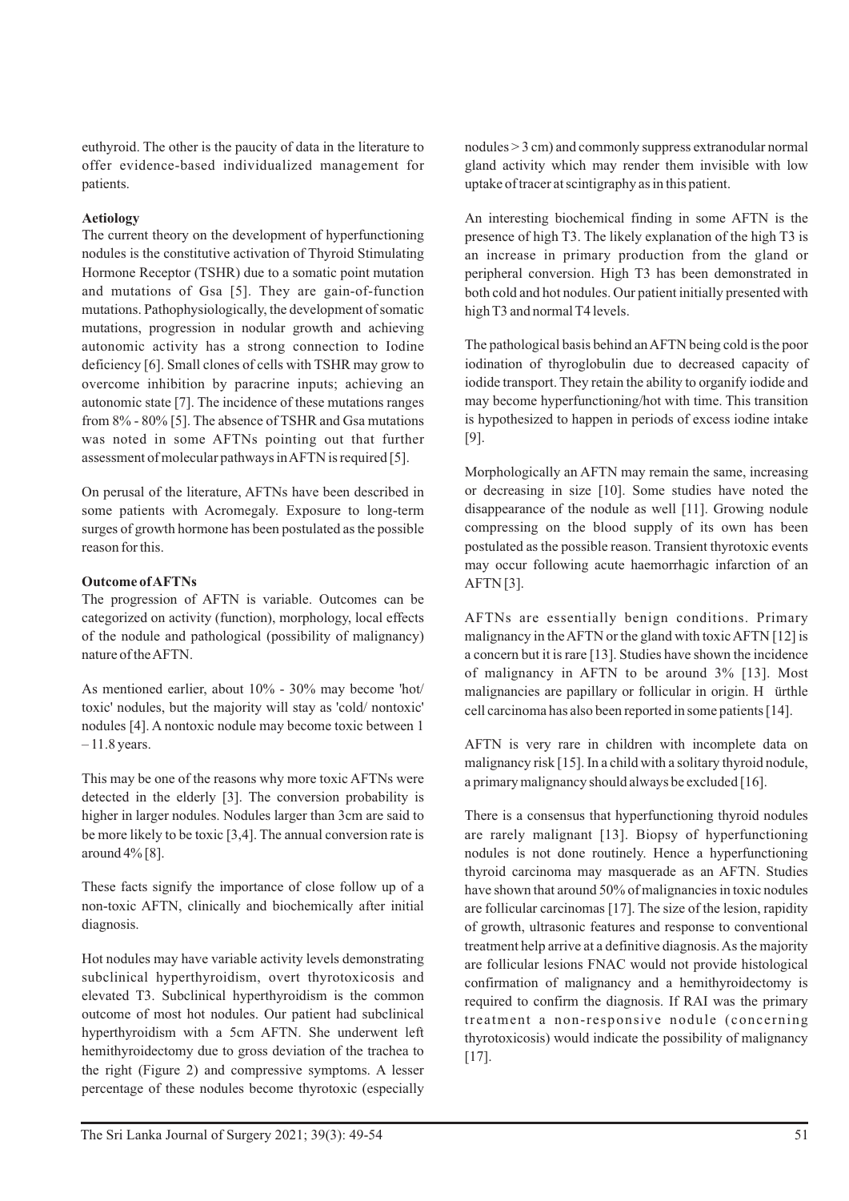euthyroid. The other is the paucity of data in the literature to offer evidence-based individualized management for patients.

**Aetiology**

The current theory on the development of hyperfunctioning nodules is the constitutive activation of Thyroid Stimulating Hormone Receptor (TSHR) due to a somatic point mutation and mutations of Gsa [5]. They are gain-of-function mutations. Pathophysiologically, the development of somatic mutations, progression in nodular growth and achieving autonomic activity has a strong connection to Iodine deficiency [6]. Small clones of cells with TSHR may grow to overcome inhibition by paracrine inputs; achieving an autonomic state [7]. The incidence of these mutations ranges from 8% - 80% [5]. The absence of TSHR and Gsa mutations was noted in some AFTNs pointing out that further assessment of molecular pathways in AFTN is required [5].

On perusal of the literature, AFTNs have been described in some patients with Acromegaly. Exposure to long-term surges of growth hormone has been postulated as the possible reason for this.

**Outcome of AFTNs**

The progression of AFTN is variable. Outcomes can be categorized on activity (function), morphology, local effects of the nodule and pathological (possibility of malignancy) nature of the AFTN.

As mentioned earlier, about 10% - 30% may become 'hot/ toxic' nodules, but the majority will stay as 'cold/ nontoxic' nodules [4]. A nontoxic nodule may become toxic between 1 – 11.8 years.

This may be one of the reasons why more toxic AFTNs were detected in the elderly [3]. The conversion probability is higher in larger nodules. Nodules larger than 3cm are said to be more likely to be toxic [3,4]. The annual conversion rate is around 4% [8].

These facts signify the importance of close follow up of a non-toxic AFTN, clinically and biochemically after initial diagnosis.

Hot nodules may have variable activity levels demonstrating subclinical hyperthyroidism, overt thyrotoxicosis and elevated T3. Subclinical hyperthyroidism is the common outcome of most hot nodules. Our patient had subclinical hyperthyroidism with a 5cm AFTN. She underwent left hemithyroidectomy due to gross deviation of the trachea to the right (Figure 2) and compressive symptoms. A lesser percentage of these nodules become thyrotoxic (especially nodules > 3 cm) and commonly suppress extranodular normal gland activity which may render them invisible with low uptake of tracer at scintigraphy as in this patient.

An interesting biochemical finding in some AFTN is the presence of high T3. The likely explanation of the high T3 is an increase in primary production from the gland or peripheral conversion. High T3 has been demonstrated in both cold and hot nodules. Our patient initially presented with high T3 and normal T4 levels.

The pathological basis behind an AFTN being cold is the poor iodination of thyroglobulin due to decreased capacity of iodide transport. They retain the ability to organify iodide and may become hyperfunctioning/hot with time. This transition is hypothesized to happen in periods of excess iodine intake [9].

Morphologically an AFTN may remain the same, increasing or decreasing in size [10]. Some studies have noted the disappearance of the nodule as well [11]. Growing nodule compressing on the blood supply of its own has been postulated as the possible reason. Transient thyrotoxic events may occur following acute haemorrhagic infarction of an AFTN [3].

AFTNs are essentially benign conditions. Primary malignancy in the AFTN or the gland with toxic AFTN [12] is a concern but it is rare [13]. Studies have shown the incidence of malignancy in AFTN to be around 3% [13]. Most malignancies are papillary or follicular in origin. Hürthle cell carcinoma has also been reported in some patients [14].

AFTN is very rare in children with incomplete data on malignancy risk [15]. In a child with a solitary thyroid nodule, a primary malignancy should always be excluded [16].

There is a consensus that hyperfunctioning thyroid nodules are rarely malignant [13]. Biopsy of hyperfunctioning nodules is not done routinely. Hence a hyperfunctioning thyroid carcinoma may masquerade as an AFTN. Studies have shown that around 50% of malignancies in toxic nodules are follicular carcinomas [17]. The size of the lesion, rapidity of growth, ultrasonic features and response to conventional treatment help arrive at a definitive diagnosis. As the majority are follicular lesions FNAC would not provide histological confirmation of malignancy and a hemithyroidectomy is required to confirm the diagnosis. If RAI was the primary treatment a non-responsive nodule (concerning thyrotoxicosis) would indicate the possibility of malignancy [17].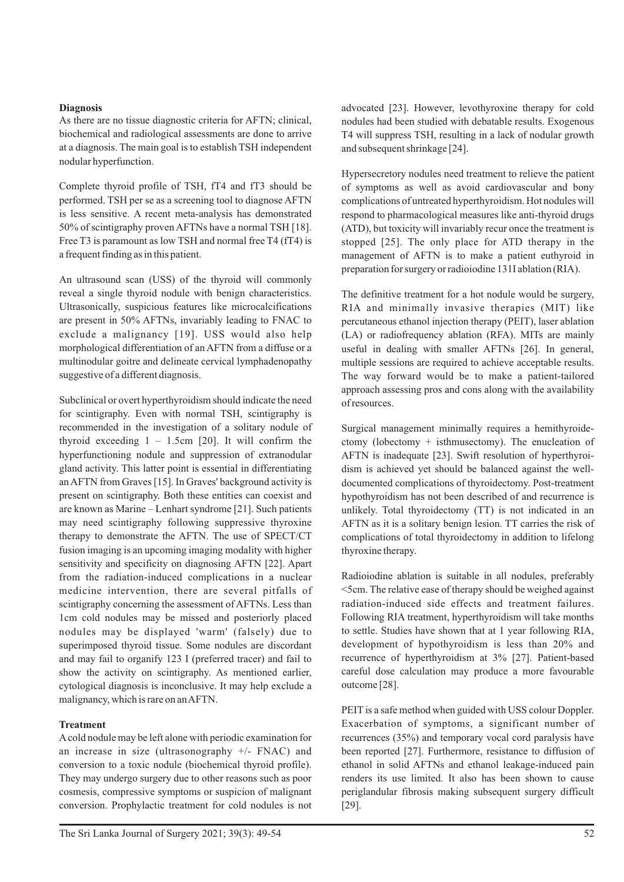**Diagnosis**

As there are no tissue diagnostic criteria for AFTN; clinical, biochemical and radiological assessments are done to arrive at a diagnosis. The main goal is to establish TSH independent nodular hyperfunction.

Complete thyroid profile of TSH, fT4 and fT3 should be performed. TSH per se as a screening tool to diagnose AFTN is less sensitive. A recent meta-analysis has demonstrated 50% of scintigraphy proven AFTNs have a normal TSH [18]. Free T3 is paramount as low TSH and normal free T4 (fT4) is a frequent finding as in this patient.

An ultrasound scan (USS) of the thyroid will commonly reveal a single thyroid nodule with benign characteristics. Ultrasonically, suspicious features like microcalcifications are present in 50% AFTNs, invariably leading to FNAC to exclude a malignancy [19]. USS would also help morphological differentiation of an AFTN from a diffuse or a multinodular goitre and delineate cervical lymphadenopathy suggestive of a different diagnosis.

Subclinical or overt hyperthyroidism should indicate the need for scintigraphy. Even with normal TSH, scintigraphy is recommended in the investigation of a solitary nodule of thyroid exceeding 1 – 1.5cm [20]. It will confirm the hyperfunctioning nodule and suppression of extranodular gland activity. This latter point is essential in differentiating an AFTN from Graves [15]. In Graves' background activity is present on scintigraphy. Both these entities can coexist and are known as Marine – Lenhart syndrome [21]. Such patients may need scintigraphy following suppressive thyroxine therapy to demonstrate the AFTN. The use of SPECT/CT fusion imaging is an upcoming imaging modality with higher sensitivity and specificity on diagnosing AFTN [22]. Apart from the radiation-induced complications in a nuclear medicine intervention, there are several pitfalls of scintigraphy concerning the assessment of AFTNs. Less than 1cm cold nodules may be missed and posteriorly placed nodules may be displayed 'warm' (falsely) due to superimposed thyroid tissue. Some nodules are discordant and may fail to organify 123 I (preferred tracer) and fail to show the activity on scintigraphy. As mentioned earlier, cytological diagnosis is inconclusive. It may help exclude a malignancy, which is rare on an AFTN.

**Treatment**

A cold nodule may be left alone with periodic examination for an increase in size (ultrasonography +/- FNAC) and conversion to a toxic nodule (biochemical thyroid profile). They may undergo surgery due to other reasons such as poor cosmesis, compressive symptoms or suspicion of malignant conversion. Prophylactic treatment for cold nodules is not advocated [23]. However, levothyroxine therapy for cold nodules had been studied with debatable results. Exogenous T4 will suppress TSH, resulting in a lack of nodular growth and subsequent shrinkage [24].

Hypersecretory nodules need treatment to relieve the patient of symptoms as well as avoid cardiovascular and bony complications of untreated hyperthyroidism. Hot nodules will respond to pharmacological measures like anti-thyroid drugs (ATD), but toxicity will invariably recur once the treatment is stopped [25]. The only place for ATD therapy in the management of AFTN is to make a patient euthyroid in preparation for surgery or radioiodine 131I ablation (RIA).

The definitive treatment for a hot nodule would be surgery, RIA and minimally invasive therapies (MIT) like percutaneous ethanol injection therapy (PEIT), laser ablation (LA) or radiofrequency ablation (RFA). MITs are mainly useful in dealing with smaller AFTNs [26]. In general, multiple sessions are required to achieve acceptable results. The way forward would be to make a patient-tailored approach assessing pros and cons along with the availability of resources.

Surgical management minimally requires a hemithyroidectomy (lobectomy + isthmusectomy). The enucleation of AFTN is inadequate [23]. Swift resolution of hyperthyroidism is achieved yet should be balanced against the well-documented complications of thyroidectomy. Post-treatment hypothyroidism has not been described of and recurrence is unlikely. Total thyroidectomy (TT) is not indicated in an AFTN as it is a solitary benign lesion. TT carries the risk of complications of total thyroidectomy in addition to lifelong thyroxine therapy.

Radioiodine ablation is suitable in all nodules, preferably <5cm. The relative ease of therapy should be weighed against radiation-induced side effects and treatment failures. Following RIA treatment, hyperthyroidism will take months to settle. Studies have shown that at 1 year following RIA, development of hypothyroidism is less than 20% and recurrence of hyperthyroidism at 3% [27]. Patient-based careful dose calculation may produce a more favourable outcome [28].

PEIT is a safe method when guided with USS colour Doppler. Exacerbation of symptoms, a significant number of recurrences (35%) and temporary vocal cord paralysis have been reported [27]. Furthermore, resistance to diffusion of ethanol in solid AFTNs and ethanol leakage-induced pain renders its use limited. It also has been shown to cause periglandular fibrosis making subsequent surgery difficult [29].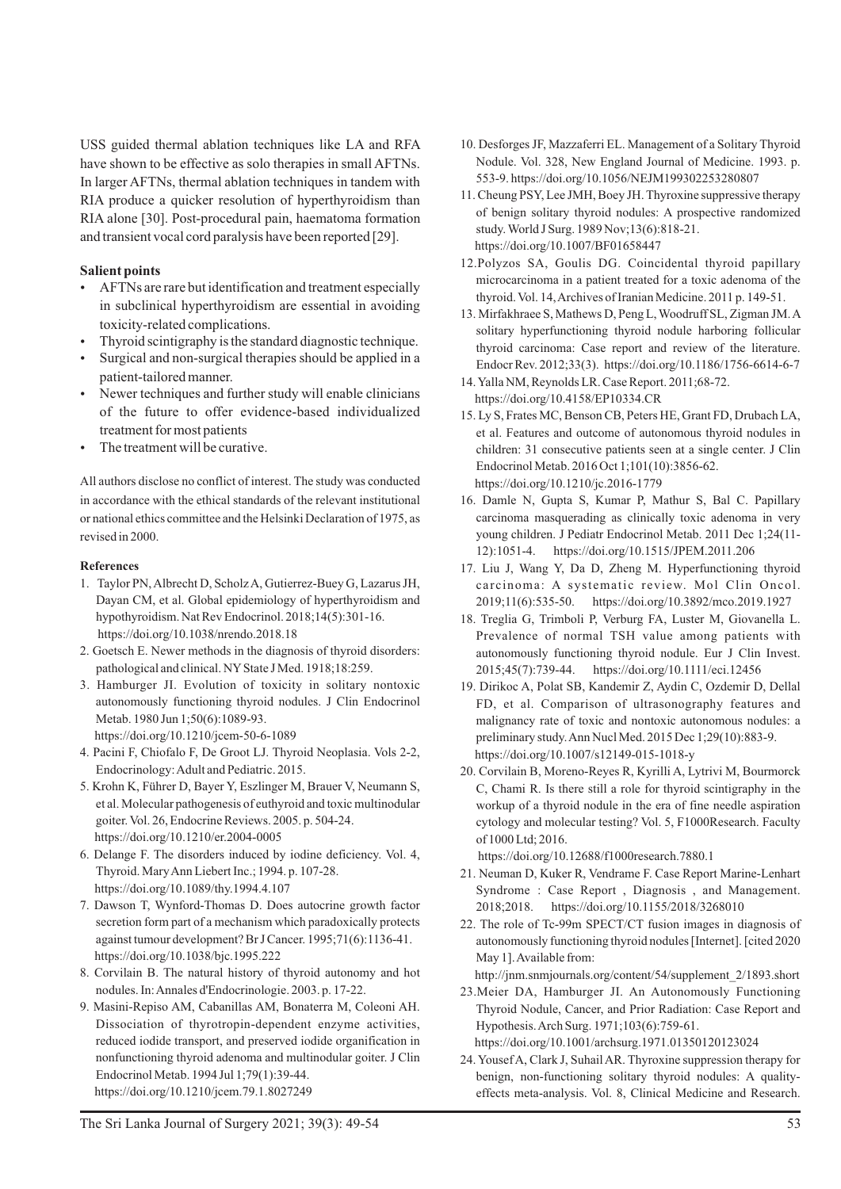USS guided thermal ablation techniques like LA and RFA have shown to be effective as solo therapies in small AFTNs. In larger AFTNs, thermal ablation techniques in tandem with RIA produce a quicker resolution of hyperthyroidism than RIA alone [30]. Post-procedural pain, haematoma formation and transient vocal cord paralysis have been reported [29].

**Salient points**

- AFTNs are rare but identification and treatment especially in subclinical hyperthyroidism are essential in avoiding toxicity-related complications.
- Thyroid scintigraphy is the standard diagnostic technique.
- Surgical and non-surgical therapies should be applied in a patient-tailored manner.
- Newer techniques and further study will enable clinicians of the future to offer evidence-based individualized treatment for most patients
- The treatment will be curative.

All authors disclose no conflict of interest. The study was conducted in accordance with the ethical standards of the relevant institutional or national ethics committee and the Helsinki Declaration of 1975, as revised in 2000.

**References**

1. Taylor PN, Albrecht D, Scholz A, Gutierrez-Buey G, Lazarus JH, Dayan CM, et al. Global epidemiology of hyperthyroidism and hypothyroidism. Nat Rev Endocrinol. 2018;14(5):301-16. https://doi.org/10.1038/nrendo.2018.18
2. Goetsch E. Newer methods in the diagnosis of thyroid disorders: pathological and clinical. NY State J Med. 1918;18:259.
3. Hamburger JI. Evolution of toxicity in solitary nontoxic autonomously functioning thyroid nodules. J Clin Endocrinol Metab. 1980 Jun 1;50(6):1089-93. https://doi.org/10.1210/jcem-50-6-1089
4. Pacini F, Chiofalo F, De Groot LJ. Thyroid Neoplasia. Vols 2-2, Endocrinology: Adult and Pediatric. 2015.
5. Krohn K, Führer D, Bayer Y, Eszlinger M, Brauer V, Neumann S, et al. Molecular pathogenesis of euthyroid and toxic multinodular goiter. Vol. 26, Endocrine Reviews. 2005. p. 504-24. https://doi.org/10.1210/er.2004-0005
6. Delange F. The disorders induced by iodine deficiency. Vol. 4, Thyroid. Mary Ann Liebert Inc.; 1994. p. 107-28. https://doi.org/10.1089/thy.1994.4.107
7. Dawson T, Wynford-Thomas D. Does autocrine growth factor secretion form part of a mechanism which paradoxically protects against tumour development? Br J Cancer. 1995;71(6):1136-41. https://doi.org/10.1038/bjc.1995.222
8. Corvilain B. The natural history of thyroid autonomy and hot nodules. In: Annales d'Endocrinologie. 2003. p. 17-22.
9. Masini-Repiso AM, Cabanillas AM, Bonaterra M, Coleoni AH. Dissociation of thyrotropin-dependent enzyme activities, reduced iodide transport, and preserved iodide organification in nonfunctioning thyroid adenoma and multinodular goiter. J Clin Endocrinol Metab. 1994 Jul 1;79(1):39-44. https://doi.org/10.1210/jcem.79.1.8027249
10. Desforges JF, Mazzaferri EL. Management of a Solitary Thyroid Nodule. Vol. 328, New England Journal of Medicine. 1993. p. 553-9. https://doi.org/10.1056/NEJM199302253280807
11. Cheung PSY, Lee JMH, Boey JH. Thyroxine suppressive therapy of benign solitary thyroid nodules: A prospective randomized study. World J Surg. 1989 Nov;13(6):818-21. https://doi.org/10.1007/BF01658447
12. Polyzos SA, Goulis DG. Coincidental thyroid papillary microcarcinoma in a patient treated for a toxic adenoma of the thyroid. Vol. 14, Archives of Iranian Medicine. 2011 p. 149-51.
13. Mirfakhraee S, Mathews D, Peng L, Woodruff SL, Zigman JM. A solitary hyperfunctioning thyroid nodule harboring follicular thyroid carcinoma: Case report and review of the literature. Endocr Rev. 2012;33(3). https://doi.org/10.1186/1756-6614-6-7
14. Yalla NM, Reynolds LR. Case Report. 2011;68-72. https://doi.org/10.4158/EP10334.CR
15. Ly S, Frates MC, Benson CB, Peters HE, Grant FD, Drubach LA, et al. Features and outcome of autonomous thyroid nodules in children: 31 consecutive patients seen at a single center. J Clin Endocrinol Metab. 2016 Oct 1;101(10):3856-62. https://doi.org/10.1210/jc.2016-1779
16. Damle N, Gupta S, Kumar P, Mathur S, Bal C. Papillary carcinoma masquerading as clinically toxic adenoma in very young children. J Pediatr Endocrinol Metab. 2011 Dec 1;24(11-12):1051-4. https://doi.org/10.1515/JPEM.2011.206
17. Liu J, Wang Y, Da D, Zheng M. Hyperfunctioning thyroid carcinoma: A systematic review. Mol Clin Oncol. 2019;11(6):535-50. https://doi.org/10.3892/mco.2019.1927
18. Treglia G, Trimboli P, Verburg FA, Luster M, Giovanella L. Prevalence of normal TSH value among patients with autonomously functioning thyroid nodule. Eur J Clin Invest. 2015;45(7):739-44. https://doi.org/10.1111/eci.12456
19. Dirikoc A, Polat SB, Kandemir Z, Aydin C, Ozdemir D, Dellal FD, et al. Comparison of ultrasonography features and malignancy rate of toxic and nontoxic autonomous nodules: a preliminary study. Ann Nucl Med. 2015 Dec 1;29(10):883-9. https://doi.org/10.1007/s12149-015-1018-y
20. Corvilain B, Moreno-Reyes R, Kyrilli A, Lytrivi M, Bourmorck C, Chami R. Is there still a role for thyroid scintigraphy in the workup of a thyroid nodule in the era of fine needle aspiration cytology and molecular testing? Vol. 5, F1000Research. Faculty of 1000 Ltd; 2016. https://doi.org/10.12688/f1000research.7880.1
21. Neuman D, Kuker R, Vendrame F. Case Report Marine-Lenhart Syndrome : Case Report , Diagnosis , and Management. 2018;2018. https://doi.org/10.1155/2018/3268010
22. The role of Tc-99m SPECT/CT fusion images in diagnosis of autonomously functioning thyroid nodules [Internet]. [cited 2020 May 1]. Available from: http://jnm.snmjournals.org/content/54/supplement_2/1893.short
23. Meier DA, Hamburger JI. An Autonomously Functioning Thyroid Nodule, Cancer, and Prior Radiation: Case Report and Hypothesis. Arch Surg. 1971;103(6):759-61. https://doi.org/10.1001/archsurg.1971.01350120123024
24. Yousef A, Clark J, Suhail AR. Thyroxine suppression therapy for benign, non-functioning solitary thyroid nodules: A quality-effects meta-analysis. Vol. 8, Clinical Medicine and Research.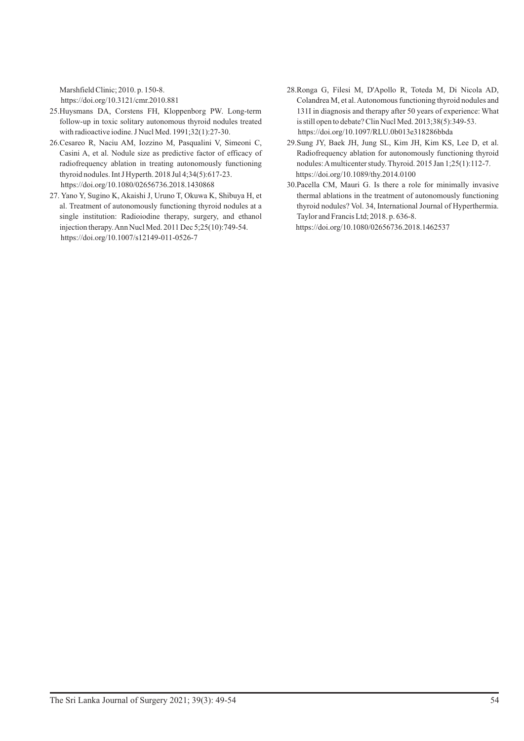Marshfield Clinic; 2010. p. 150-8.
https://doi.org/10.3121/cmr.2010.881

25. Huysmans DA, Corstens FH, Kloppenborg PW. Long-term follow-up in toxic solitary autonomous thyroid nodules treated with radioactive iodine. J Nucl Med. 1991;32(1):27-30.

26. Cesareo R, Naciu AM, Iozzino M, Pasqualini V, Simeoni C, Casini A, et al. Nodule size as predictive factor of efficacy of radiofrequency ablation in treating autonomously functioning thyroid nodules. Int J Hyperth. 2018 Jul 4;34(5):617-23.
https://doi.org/10.1080/02656736.2018.1430868

27. Yano Y, Sugino K, Akaishi J, Uruno T, Okuwa K, Shibuya H, et al. Treatment of autonomously functioning thyroid nodules at a single institution: Radioiodine therapy, surgery, and ethanol injection therapy. Ann Nucl Med. 2011 Dec 5;25(10):749-54.
https://doi.org/10.1007/s12149-011-0526-7

28. Ronga G, Filesi M, D'Apollo R, Toteda M, Di Nicola AD, Colandrea M, et al. Autonomous functioning thyroid nodules and 131I in diagnosis and therapy after 50 years of experience: What is still open to debate? Clin Nucl Med. 2013;38(5):349-53.
https://doi.org/10.1097/RLU.0b013e318286bbda

29. Sung JY, Baek JH, Jung SL, Kim JH, Kim KS, Lee D, et al. Radiofrequency ablation for autonomously functioning thyroid nodules: A multicenter study. Thyroid. 2015 Jan 1;25(1):112-7.
https://doi.org/10.1089/thy.2014.0100

30. Pacella CM, Mauri G. Is there a role for minimally invasive thermal ablations in the treatment of autonomously functioning thyroid nodules? Vol. 34, International Journal of Hyperthermia. Taylor and Francis Ltd; 2018. p. 636-8.
https://doi.org/10.1080/02656736.2018.1462537